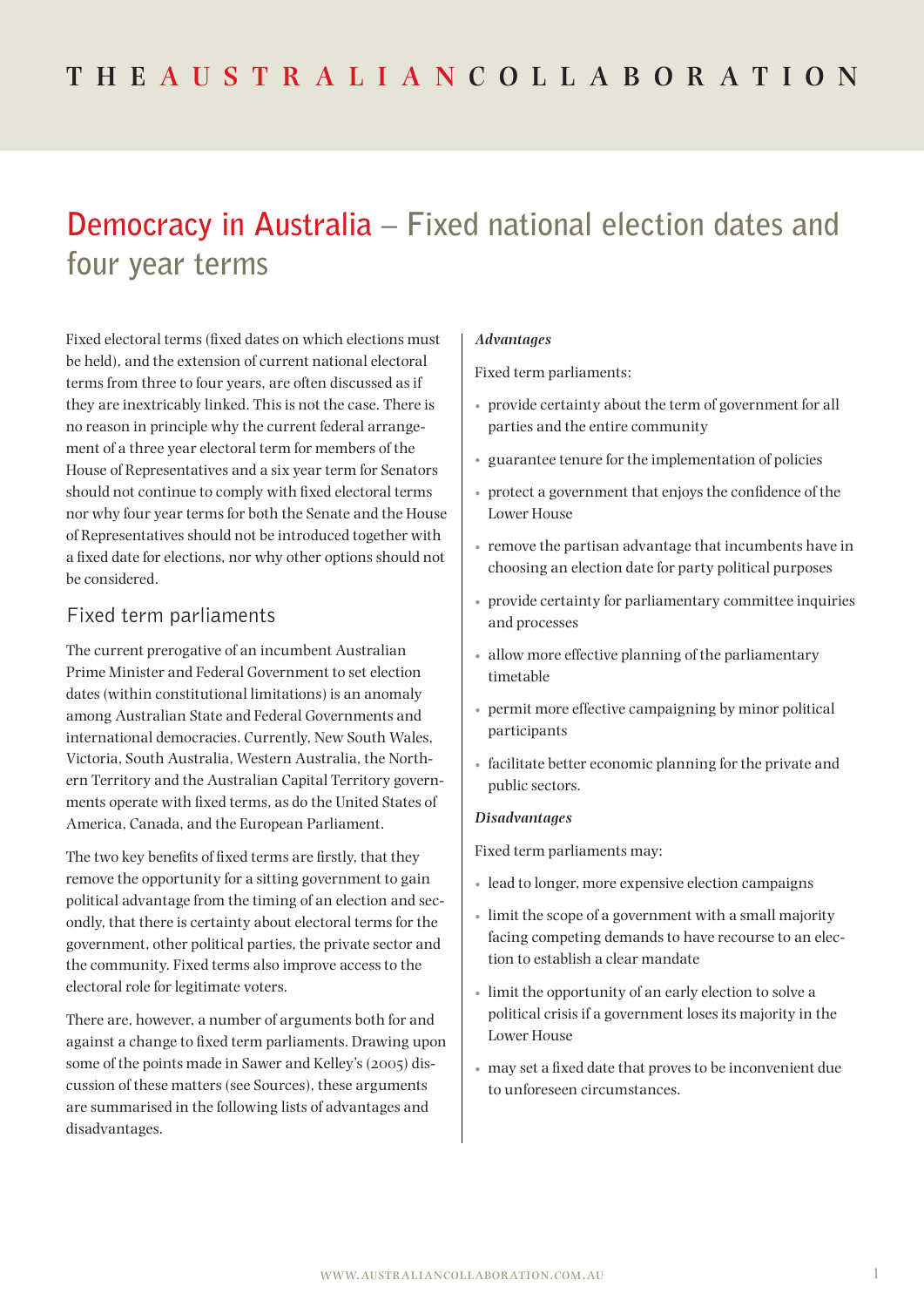THE AUSTRALIAN COLLABORATION

# Democracy in Australia – Fixed national election dates and four year terms

Fixed electoral terms (fixed dates on which elections must be held), and the extension of current national electoral terms from three to four years, are often discussed as if they are inextricably linked. This is not the case. There is no reason in principle why the current federal arrangement of a three year electoral term for members of the House of Representatives and a six year term for Senators should not continue to comply with fixed electoral terms nor why four year terms for both the Senate and the House of Representatives should not be introduced together with a fixed date for elections, nor why other options should not be considered.

## Fixed term parliaments

The current prerogative of an incumbent Australian Prime Minister and Federal Government to set election dates (within constitutional limitations) is an anomaly among Australian State and Federal Governments and international democracies. Currently, New South Wales, Victoria, South Australia, Western Australia, the Northern Territory and the Australian Capital Territory governments operate with fixed terms, as do the United States of America, Canada, and the European Parliament.

The two key benefits of fixed terms are firstly, that they remove the opportunity for a sitting government to gain political advantage from the timing of an election and secondly, that there is certainty about electoral terms for the government, other political parties, the private sector and the community. Fixed terms also improve access to the electoral role for legitimate voters.

There are, however, a number of arguments both for and against a change to fixed term parliaments. Drawing upon some of the points made in Sawer and Kelley's (2005) discussion of these matters (see Sources), these arguments are summarised in the following lists of advantages and disadvantages.

***Advantages***

Fixed term parliaments:

- provide certainty about the term of government for all parties and the entire community
- guarantee tenure for the implementation of policies
- protect a government that enjoys the confidence of the Lower House
- remove the partisan advantage that incumbents have in choosing an election date for party political purposes
- provide certainty for parliamentary committee inquiries and processes
- allow more effective planning of the parliamentary timetable
- permit more effective campaigning by minor political participants
- facilitate better economic planning for the private and public sectors.

***Disadvantages***

Fixed term parliaments may:

- lead to longer, more expensive election campaigns
- limit the scope of a government with a small majority facing competing demands to have recourse to an election to establish a clear mandate
- limit the opportunity of an early election to solve a political crisis if a government loses its majority in the Lower House
- may set a fixed date that proves to be inconvenient due to unforeseen circumstances.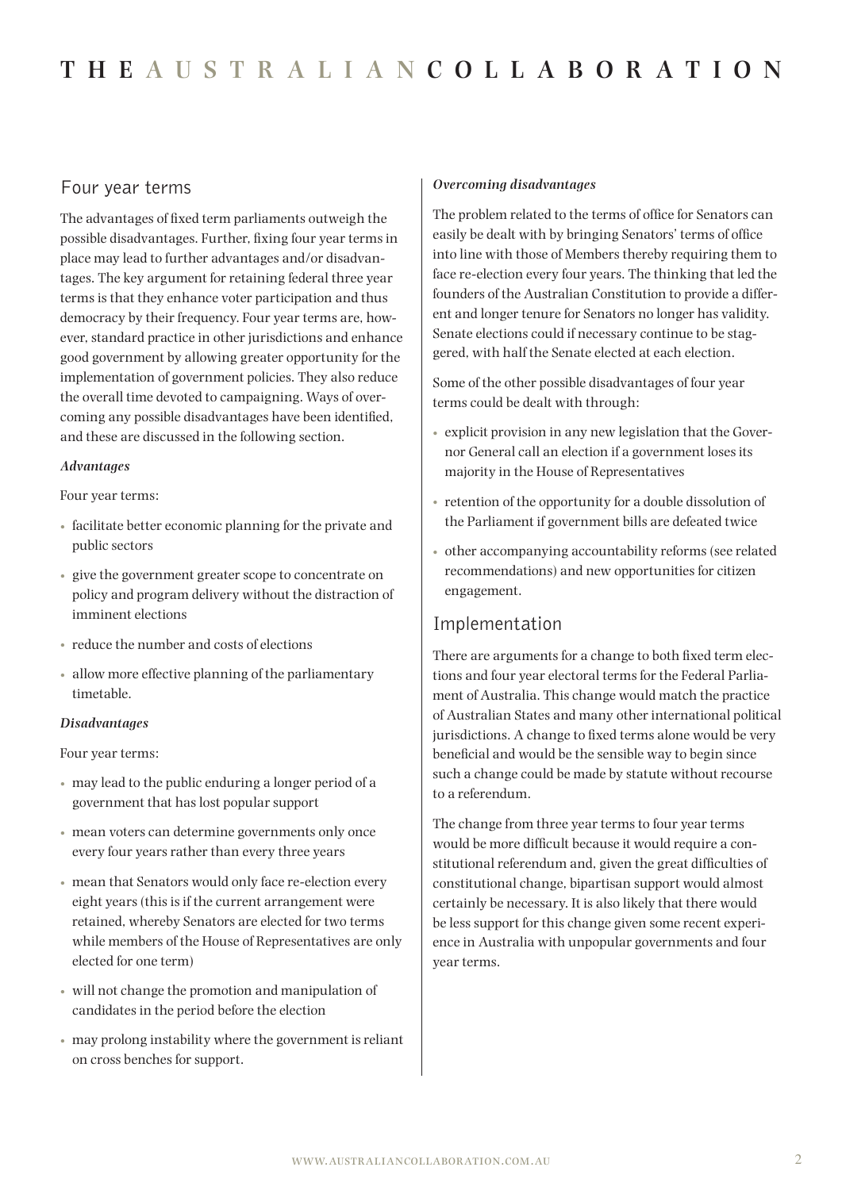## Four year terms

The advantages of fixed term parliaments outweigh the possible disadvantages. Further, fixing four year terms in place may lead to further advantages and/or disadvantages. The key argument for retaining federal three year terms is that they enhance voter participation and thus democracy by their frequency. Four year terms are, however, standard practice in other jurisdictions and enhance good government by allowing greater opportunity for the implementation of government policies. They also reduce the overall time devoted to campaigning. Ways of overcoming any possible disadvantages have been identified, and these are discussed in the following section.

### *Advantages*

Four year terms:

- facilitate better economic planning for the private and public sectors
- give the government greater scope to concentrate on policy and program delivery without the distraction of imminent elections
- reduce the number and costs of elections
- allow more effective planning of the parliamentary timetable.

### *Disadvantages*

Four year terms:

- may lead to the public enduring a longer period of a government that has lost popular support
- mean voters can determine governments only once every four years rather than every three years
- mean that Senators would only face re-election every eight years (this is if the current arrangement were retained, whereby Senators are elected for two terms while members of the House of Representatives are only elected for one term)
- will not change the promotion and manipulation of candidates in the period before the election
- may prolong instability where the government is reliant on cross benches for support.

### *Overcoming disadvantages*

The problem related to the terms of office for Senators can easily be dealt with by bringing Senators' terms of office into line with those of Members thereby requiring them to face re-election every four years. The thinking that led the founders of the Australian Constitution to provide a different and longer tenure for Senators no longer has validity. Senate elections could if necessary continue to be staggered, with half the Senate elected at each election.

Some of the other possible disadvantages of four year terms could be dealt with through:

- explicit provision in any new legislation that the Governor General call an election if a government loses its majority in the House of Representatives
- retention of the opportunity for a double dissolution of the Parliament if government bills are defeated twice
- other accompanying accountability reforms (see related recommendations) and new opportunities for citizen engagement.

## Implementation

There are arguments for a change to both fixed term elections and four year electoral terms for the Federal Parliament of Australia. This change would match the practice of Australian States and many other international political jurisdictions. A change to fixed terms alone would be very beneficial and would be the sensible way to begin since such a change could be made by statute without recourse to a referendum.

The change from three year terms to four year terms would be more difficult because it would require a constitutional referendum and, given the great difficulties of constitutional change, bipartisan support would almost certainly be necessary. It is also likely that there would be less support for this change given some recent experience in Australia with unpopular governments and four year terms.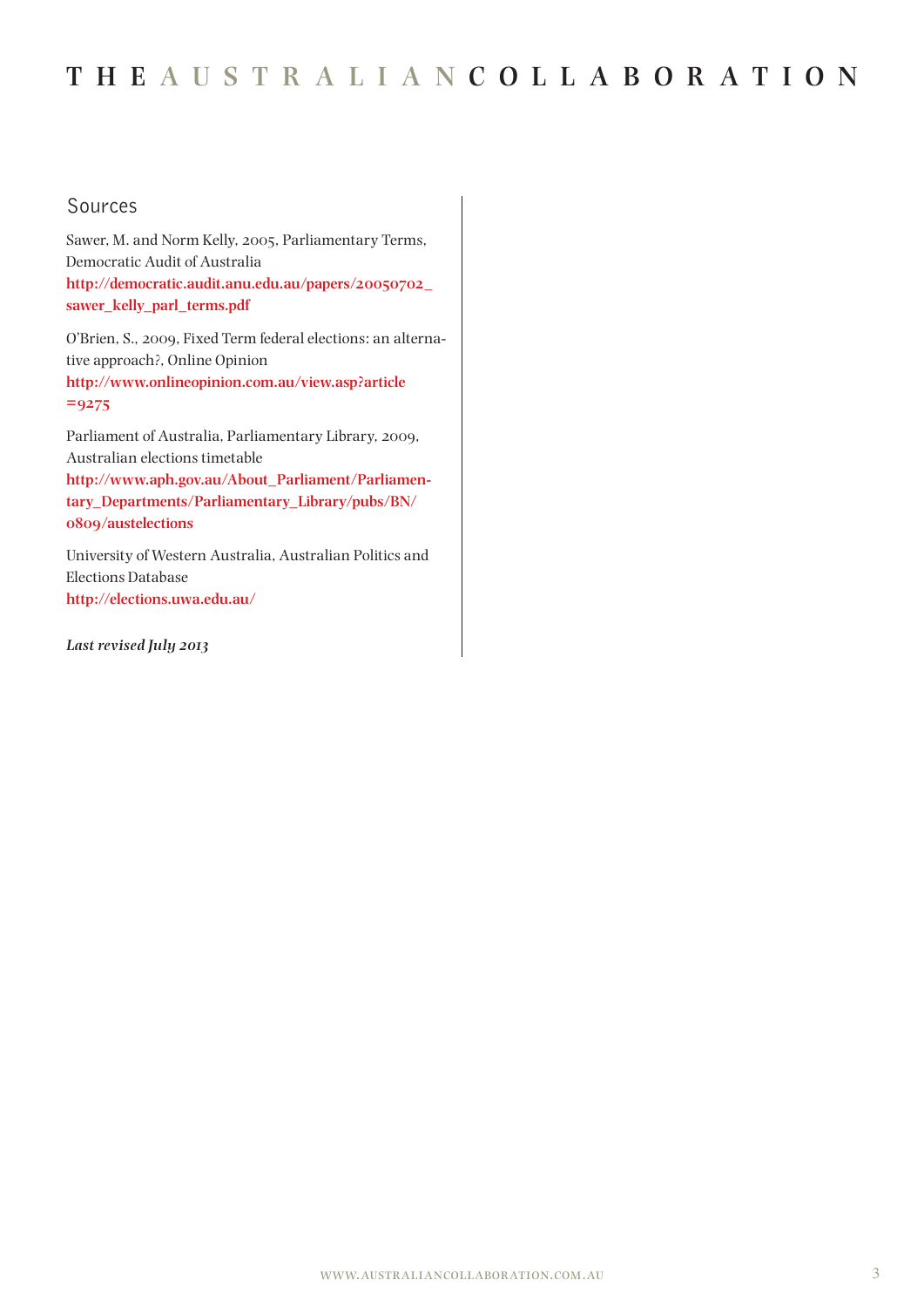## Sources

Sawer, M. and Norm Kelly, 2005, Parliamentary Terms, Democratic Audit of Australia
**http://democratic.audit.anu.edu.au/papers/20050702_sawer_kelly_parl_terms.pdf**

O'Brien, S., 2009, Fixed Term federal elections: an alternative approach?, Online Opinion
**http://www.onlineopinion.com.au/view.asp?article=9275**

Parliament of Australia, Parliamentary Library, 2009, Australian elections timetable
**http://www.aph.gov.au/About_Parliament/Parliamentary_Departments/Parliamentary_Library/pubs/BN/0809/austelections**

University of Western Australia, Australian Politics and Elections Database
**http://elections.uwa.edu.au/**

***Last revised July 2013***